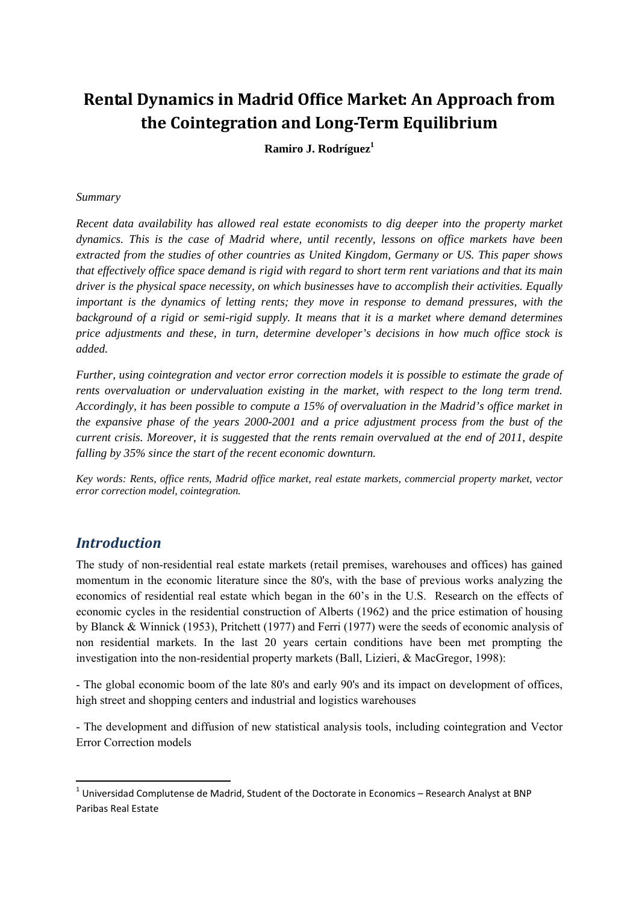# Rental Dynamics in Madrid Office Market: An Approach from the Cointegration and Long-Term Equilibrium

**Ramiro J. Rodríguez[1]**

*Summary*

*Recent data availability has allowed real estate economists to dig deeper into the property market dynamics. This is the case of Madrid where, until recently, lessons on office markets have been extracted from the studies of other countries as United Kingdom, Germany or US. This paper shows that effectively office space demand is rigid with regard to short term rent variations and that its main driver is the physical space necessity, on which businesses have to accomplish their activities. Equally important is the dynamics of letting rents; they move in response to demand pressures, with the background of a rigid or semi-rigid supply. It means that it is a market where demand determines price adjustments and these, in turn, determine developer's decisions in how much office stock is added.*

*Further, using cointegration and vector error correction models it is possible to estimate the grade of rents overvaluation or undervaluation existing in the market, with respect to the long term trend. Accordingly, it has been possible to compute a 15% of overvaluation in the Madrid's office market in the expansive phase of the years 2000-2001 and a price adjustment process from the bust of the current crisis. Moreover, it is suggested that the rents remain overvalued at the end of 2011, despite falling by 35% since the start of the recent economic downturn.*

*Key words: Rents, office rents, Madrid office market, real estate markets, commercial property market, vector error correction model, cointegration.*

## *Introduction*

The study of non-residential real estate markets (retail premises, warehouses and offices) has gained momentum in the economic literature since the 80's, with the base of previous works analyzing the economics of residential real estate which began in the 60's in the U.S. Research on the effects of economic cycles in the residential construction of Alberts (1962) and the price estimation of housing by Blanck & Winnick (1953), Pritchett (1977) and Ferri (1977) were the seeds of economic analysis of non residential markets. In the last 20 years certain conditions have been met prompting the investigation into the non-residential property markets (Ball, Lizieri, & MacGregor, 1998):

- The global economic boom of the late 80's and early 90's and its impact on development of offices, high street and shopping centers and industrial and logistics warehouses

- The development and diffusion of new statistical analysis tools, including cointegration and Vector Error Correction models

[1] Universidad Complutense de Madrid, Student of the Doctorate in Economics – Research Analyst at BNP Paribas Real Estate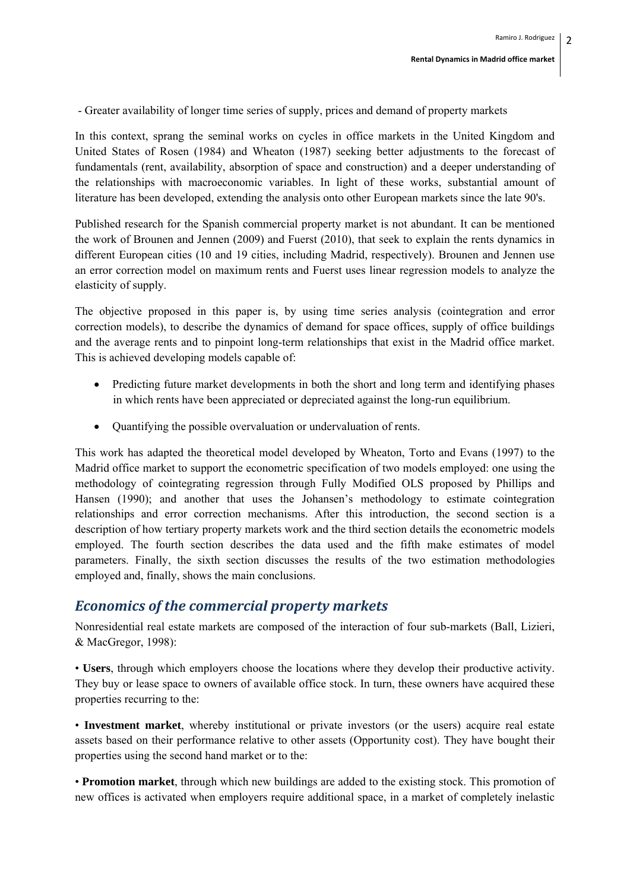- Greater availability of longer time series of supply, prices and demand of property markets

In this context, sprang the seminal works on cycles in office markets in the United Kingdom and United States of Rosen (1984) and Wheaton (1987) seeking better adjustments to the forecast of fundamentals (rent, availability, absorption of space and construction) and a deeper understanding of the relationships with macroeconomic variables. In light of these works, substantial amount of literature has been developed, extending the analysis onto other European markets since the late 90's.

Published research for the Spanish commercial property market is not abundant. It can be mentioned the work of Brounen and Jennen (2009) and Fuerst (2010), that seek to explain the rents dynamics in different European cities (10 and 19 cities, including Madrid, respectively). Brounen and Jennen use an error correction model on maximum rents and Fuerst uses linear regression models to analyze the elasticity of supply.

The objective proposed in this paper is, by using time series analysis (cointegration and error correction models), to describe the dynamics of demand for space offices, supply of office buildings and the average rents and to pinpoint long-term relationships that exist in the Madrid office market. This is achieved developing models capable of:

- Predicting future market developments in both the short and long term and identifying phases in which rents have been appreciated or depreciated against the long-run equilibrium.
- Quantifying the possible overvaluation or undervaluation of rents.

This work has adapted the theoretical model developed by Wheaton, Torto and Evans (1997) to the Madrid office market to support the econometric specification of two models employed: one using the methodology of cointegrating regression through Fully Modified OLS proposed by Phillips and Hansen (1990); and another that uses the Johansen's methodology to estimate cointegration relationships and error correction mechanisms. After this introduction, the second section is a description of how tertiary property markets work and the third section details the econometric models employed. The fourth section describes the data used and the fifth make estimates of model parameters. Finally, the sixth section discusses the results of the two estimation methodologies employed and, finally, shows the main conclusions.

## *Economics of the commercial property markets*

Nonresidential real estate markets are composed of the interaction of four sub-markets (Ball, Lizieri, & MacGregor, 1998):

• **Users**, through which employers choose the locations where they develop their productive activity. They buy or lease space to owners of available office stock. In turn, these owners have acquired these properties recurring to the:

• **Investment market**, whereby institutional or private investors (or the users) acquire real estate assets based on their performance relative to other assets (Opportunity cost). They have bought their properties using the second hand market or to the:

• **Promotion market**, through which new buildings are added to the existing stock. This promotion of new offices is activated when employers require additional space, in a market of completely inelastic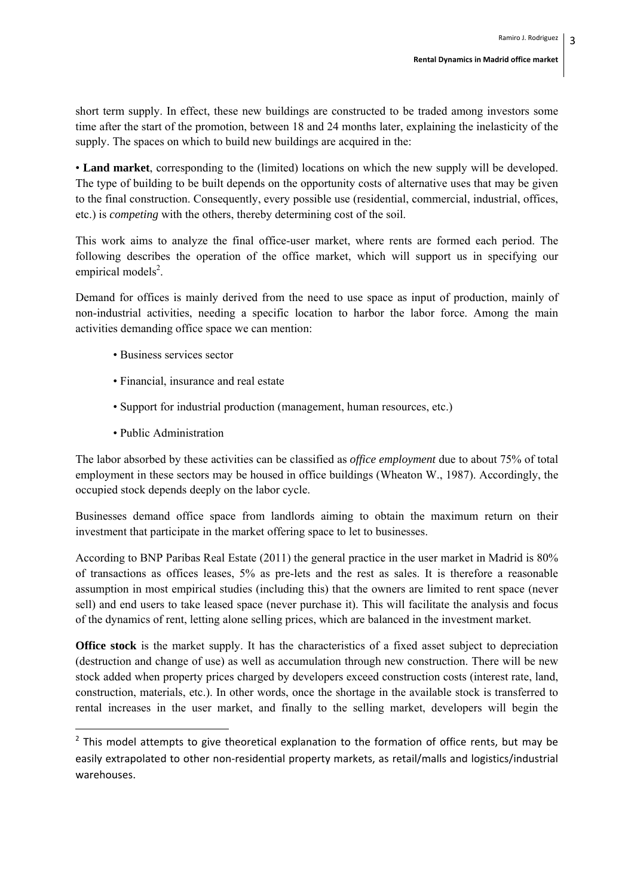short term supply. In effect, these new buildings are constructed to be traded among investors some time after the start of the promotion, between 18 and 24 months later, explaining the inelasticity of the supply. The spaces on which to build new buildings are acquired in the:

• **Land market**, corresponding to the (limited) locations on which the new supply will be developed. The type of building to be built depends on the opportunity costs of alternative uses that may be given to the final construction. Consequently, every possible use (residential, commercial, industrial, offices, etc.) is *competing* with the others, thereby determining cost of the soil.

This work aims to analyze the final office-user market, where rents are formed each period. The following describes the operation of the office market, which will support us in specifying our empirical models[2].

Demand for offices is mainly derived from the need to use space as input of production, mainly of non-industrial activities, needing a specific location to harbor the labor force. Among the main activities demanding office space we can mention:

- Business services sector
- Financial, insurance and real estate
- Support for industrial production (management, human resources, etc.)
- Public Administration

The labor absorbed by these activities can be classified as *office employment* due to about 75% of total employment in these sectors may be housed in office buildings (Wheaton W., 1987). Accordingly, the occupied stock depends deeply on the labor cycle.

Businesses demand office space from landlords aiming to obtain the maximum return on their investment that participate in the market offering space to let to businesses.

According to BNP Paribas Real Estate (2011) the general practice in the user market in Madrid is 80% of transactions as offices leases, 5% as pre-lets and the rest as sales. It is therefore a reasonable assumption in most empirical studies (including this) that the owners are limited to rent space (never sell) and end users to take leased space (never purchase it). This will facilitate the analysis and focus of the dynamics of rent, letting alone selling prices, which are balanced in the investment market.

**Office stock** is the market supply. It has the characteristics of a fixed asset subject to depreciation (destruction and change of use) as well as accumulation through new construction. There will be new stock added when property prices charged by developers exceed construction costs (interest rate, land, construction, materials, etc.). In other words, once the shortage in the available stock is transferred to rental increases in the user market, and finally to the selling market, developers will begin the

[2] This model attempts to give theoretical explanation to the formation of office rents, but may be easily extrapolated to other non-residential property markets, as retail/malls and logistics/industrial warehouses.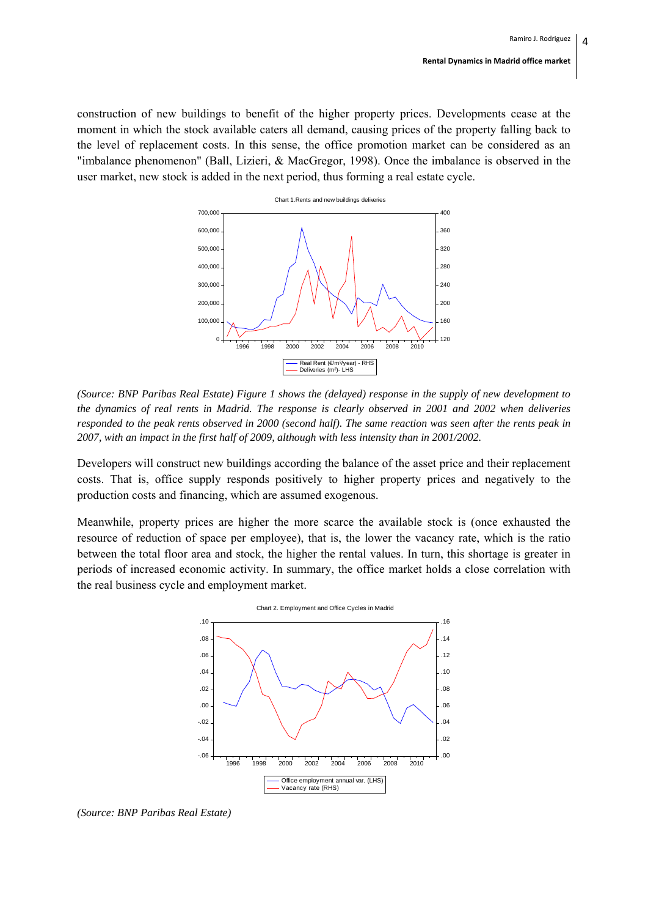construction of new buildings to benefit of the higher property prices. Developments cease at the moment in which the stock available caters all demand, causing prices of the property falling back to the level of replacement costs. In this sense, the office promotion market can be considered as an "imbalance phenomenon" (Ball, Lizieri, & MacGregor, 1998). Once the imbalance is observed in the user market, new stock is added in the next period, thus forming a real estate cycle.

Chart 1.Rents and new buildings deliveries

*(Source: BNP Paribas Real Estate) Figure 1 shows the (delayed) response in the supply of new development to the dynamics of real rents in Madrid. The response is clearly observed in 2001 and 2002 when deliveries responded to the peak rents observed in 2000 (second half). The same reaction was seen after the rents peak in 2007, with an impact in the first half of 2009, although with less intensity than in 2001/2002.*

Developers will construct new buildings according the balance of the asset price and their replacement costs. That is, office supply responds positively to higher property prices and negatively to the production costs and financing, which are assumed exogenous.

Meanwhile, property prices are higher the more scarce the available stock is (once exhausted the resource of reduction of space per employee), that is, the lower the vacancy rate, which is the ratio between the total floor area and stock, the higher the rental values. In turn, this shortage is greater in periods of increased economic activity. In summary, the office market holds a close correlation with the real business cycle and employment market.

Chart 2. Employment and Office Cycles in Madrid

*(Source: BNP Paribas Real Estate)*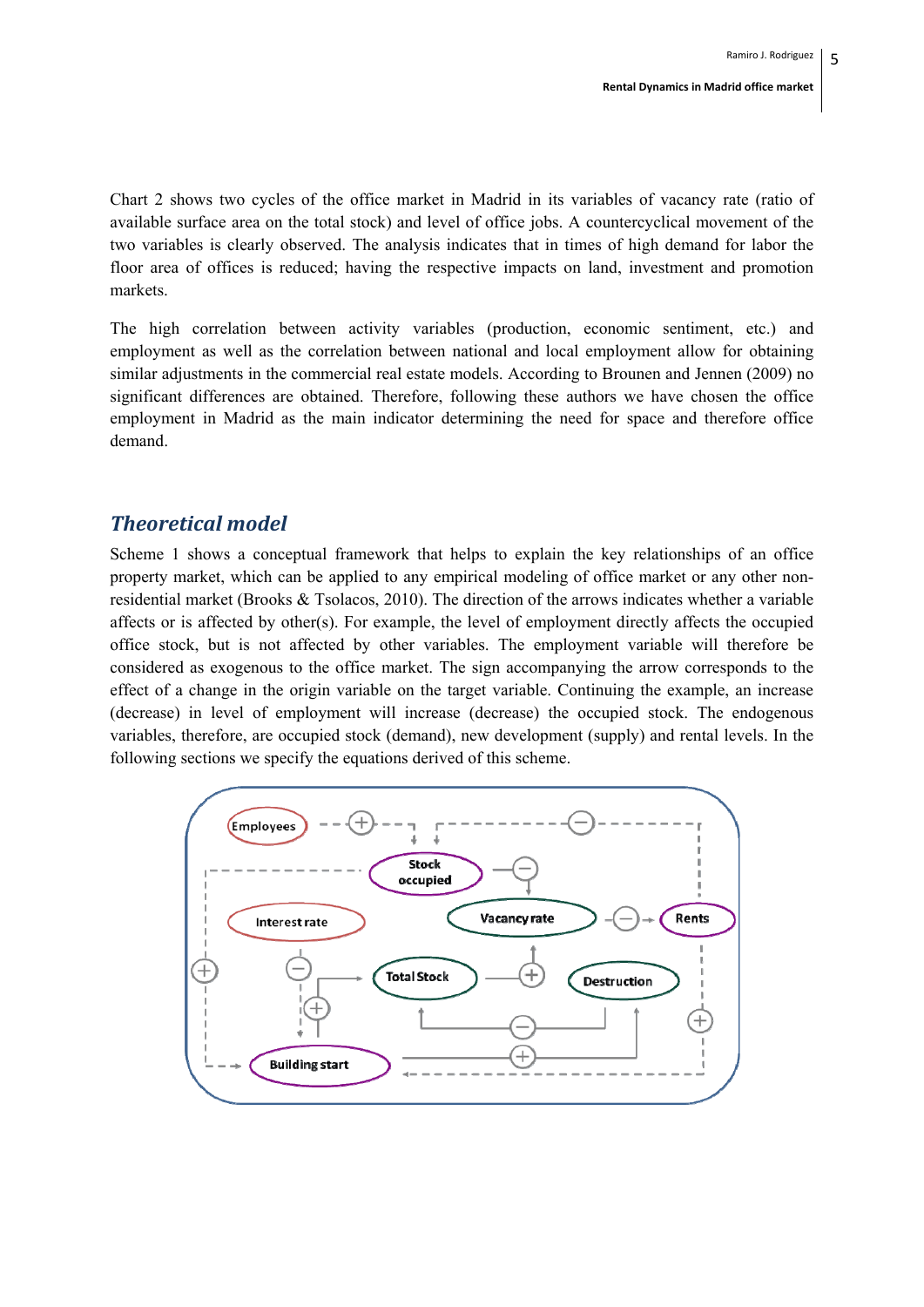Chart 2 shows two cycles of the office market in Madrid in its variables of vacancy rate (ratio of available surface area on the total stock) and level of office jobs. A countercyclical movement of the two variables is clearly observed. The analysis indicates that in times of high demand for labor the floor area of offices is reduced; having the respective impacts on land, investment and promotion markets.

The high correlation between activity variables (production, economic sentiment, etc.) and employment as well as the correlation between national and local employment allow for obtaining similar adjustments in the commercial real estate models. According to Brounen and Jennen (2009) no significant differences are obtained. Therefore, following these authors we have chosen the office employment in Madrid as the main indicator determining the need for space and therefore office demand.

## *Theoretical model*

Scheme 1 shows a conceptual framework that helps to explain the key relationships of an office property market, which can be applied to any empirical modeling of office market or any other non-residential market (Brooks & Tsolacos, 2010). The direction of the arrows indicates whether a variable affects or is affected by other(s). For example, the level of employment directly affects the occupied office stock, but is not affected by other variables. The employment variable will therefore be considered as exogenous to the office market. The sign accompanying the arrow corresponds to the effect of a change in the origin variable on the target variable. Continuing the example, an increase (decrease) in level of employment will increase (decrease) the occupied stock. The endogenous variables, therefore, are occupied stock (demand), new development (supply) and rental levels. In the following sections we specify the equations derived of this scheme.

Employees | Stock occupied | Interest rate | Vacancy rate | Rents | Total Stock | Destruction | Building start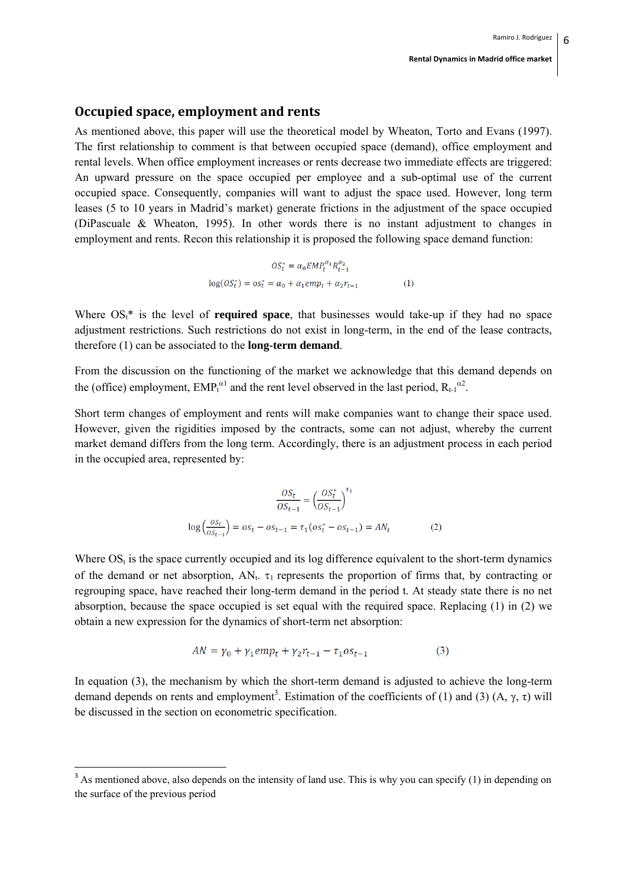## Occupied space, employment and rents

As mentioned above, this paper will use the theoretical model by Wheaton, Torto and Evans (1997). The first relationship to comment is that between occupied space (demand), office employment and rental levels. When office employment increases or rents decrease two immediate effects are triggered: An upward pressure on the space occupied per employee and a sub-optimal use of the current occupied space. Consequently, companies will want to adjust the space used. However, long term leases (5 to 10 years in Madrid's market) generate frictions in the adjustment of the space occupied (DiPascuale & Wheaton, 1995). In other words there is no instant adjustment to changes in employment and rents. Recon this relationship it is proposed the following space demand function:

$$OS_t^* = \alpha_0 EMP_t^{\alpha_1} R_{t-1}^{\alpha_2}$$

$$\log(OS_t^*) = os_t^* = \alpha_0 + \alpha_1 emp_t + \alpha_2 r_{t-1} \qquad (1)$$

Where $OS_t$* is the level of **required space**, that businesses would take-up if they had no space adjustment restrictions. Such restrictions do not exist in long-term, in the end of the lease contracts, therefore (1) can be associated to the **long-term demand**.

From the discussion on the functioning of the market we acknowledge that this demand depends on the (office) employment, $EMP_t^{\alpha 1}$ and the rent level observed in the last period, $R_{t-1}^{\alpha 2}$.

Short term changes of employment and rents will make companies want to change their space used. However, given the rigidities imposed by the contracts, some can not adjust, whereby the current market demand differs from the long term. Accordingly, there is an adjustment process in each period in the occupied area, represented by:

$$\frac{OS_t}{OS_{t-1}} = \left(\frac{OS_t^*}{OS_{t-1}}\right)^{\tau_1}$$

$$\log\left(\frac{OS_t}{OS_{t-1}}\right) = os_t - os_{t-1} = \tau_1(os_t^* - os_{t-1}) = AN_t \qquad (2)$$

Where $OS_t$ is the space currently occupied and its log difference equivalent to the short-term dynamics of the demand or net absorption, $AN_t$. $\tau_1$ represents the proportion of firms that, by contracting or regrouping space, have reached their long-term demand in the period t. At steady state there is no net absorption, because the space occupied is set equal with the required space. Replacing (1) in (2) we obtain a new expression for the dynamics of short-term net absorption:

$$AN = \gamma_0 + \gamma_1 emp_t + \gamma_2 r_{t-1} - \tau_1 os_{t-1} \qquad (3)$$

In equation (3), the mechanism by which the short-term demand is adjusted to achieve the long-term demand depends on rents and employment[3]. Estimation of the coefficients of (1) and (3) (A, γ, τ) will be discussed in the section on econometric specification.

[3] As mentioned above, also depends on the intensity of land use. This is why you can specify (1) in depending on the surface of the previous period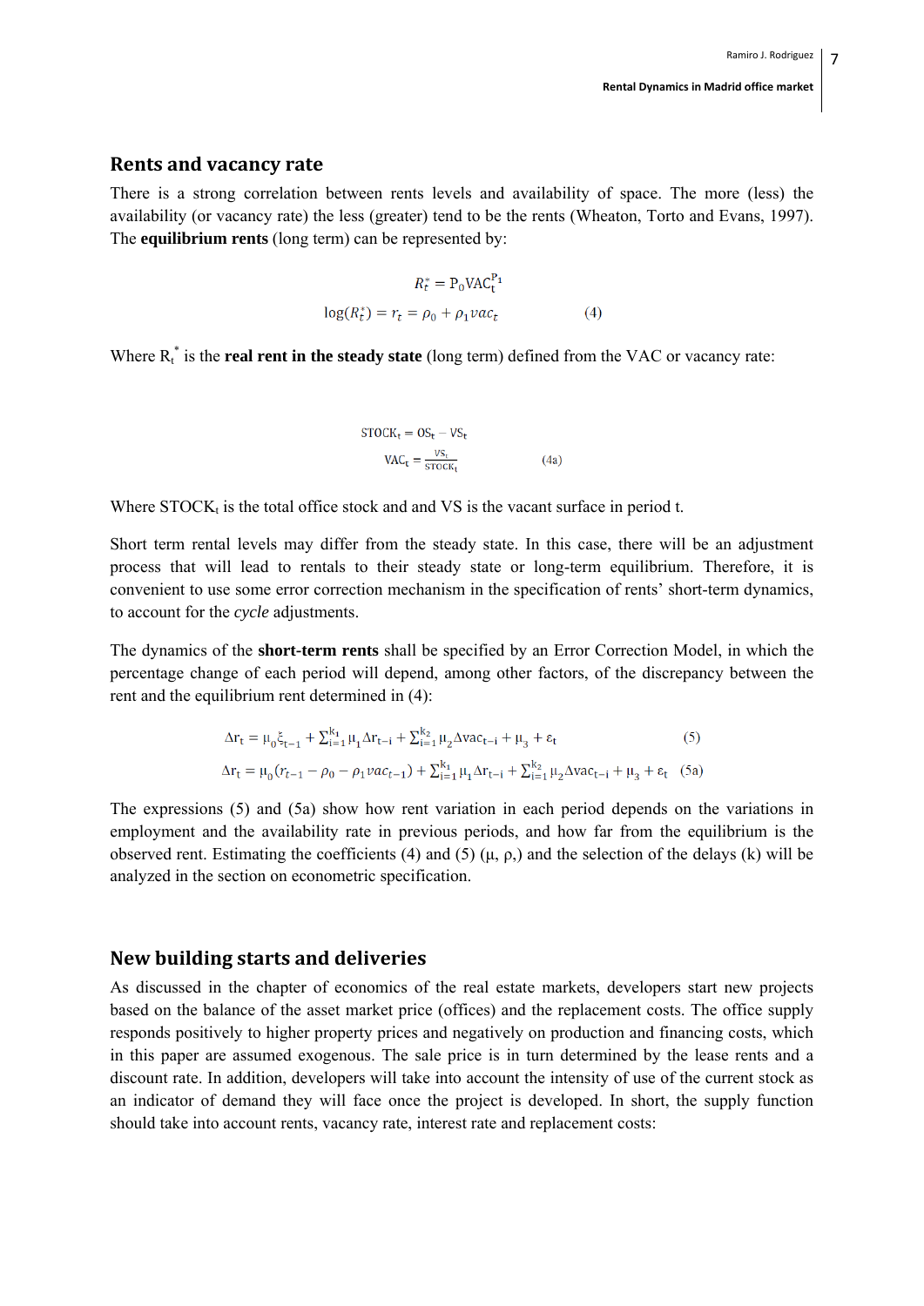## Rents and vacancy rate

There is a strong correlation between rents levels and availability of space. The more (less) the availability (or vacancy rate) the less (greater) tend to be the rents (Wheaton, Torto and Evans, 1997). The **equilibrium rents** (long term) can be represented by:

$$R_t^* = \mathrm{P}_0 \mathrm{VAC}_t^{\mathrm{P}_1}$$

$$\log(R_t^*) = r_t = \rho_0 + \rho_1 vac_t \qquad (4)$$

Where $R_t^*$ is the **real rent in the steady state** (long term) defined from the VAC or vacancy rate:

$$\mathrm{STOCK}_t = \mathrm{OS}_t - \mathrm{VS}_t$$

$$\mathrm{VAC}_t = \frac{\mathrm{VS}_t}{\mathrm{STOCK}_t} \qquad (4a)$$

Where $\mathrm{STOCK}_t$ is the total office stock and and VS is the vacant surface in period t.

Short term rental levels may differ from the steady state. In this case, there will be an adjustment process that will lead to rentals to their steady state or long-term equilibrium. Therefore, it is convenient to use some error correction mechanism in the specification of rents' short-term dynamics, to account for the *cycle* adjustments.

The dynamics of the **short-term rents** shall be specified by an Error Correction Model, in which the percentage change of each period will depend, among other factors, of the discrepancy between the rent and the equilibrium rent determined in (4):

$$\Delta \mathrm{r}_t = \mu_0 \xi_{t-1} + \sum_{i=1}^{k_1} \mu_1 \Delta \mathrm{r}_{t-i} + \sum_{i=1}^{k_2} \mu_2 \Delta \mathrm{vac}_{t-i} + \mu_3 + \varepsilon_t \qquad (5)$$

$$\Delta \mathrm{r}_t = \mu_0 (r_{t-1} - \rho_0 - \rho_1 vac_{t-1}) + \sum_{i=1}^{k_1} \mu_1 \Delta \mathrm{r}_{t-i} + \sum_{i=1}^{k_2} \mu_2 \Delta \mathrm{vac}_{t-i} + \mu_3 + \varepsilon_t \quad (5a)$$

The expressions (5) and (5a) show how rent variation in each period depends on the variations in employment and the availability rate in previous periods, and how far from the equilibrium is the observed rent. Estimating the coefficients (4) and (5) ($\mu$, $\rho$,) and the selection of the delays (k) will be analyzed in the section on econometric specification.

## New building starts and deliveries

As discussed in the chapter of economics of the real estate markets, developers start new projects based on the balance of the asset market price (offices) and the replacement costs. The office supply responds positively to higher property prices and negatively on production and financing costs, which in this paper are assumed exogenous. The sale price is in turn determined by the lease rents and a discount rate. In addition, developers will take into account the intensity of use of the current stock as an indicator of demand they will face once the project is developed. In short, the supply function should take into account rents, vacancy rate, interest rate and replacement costs: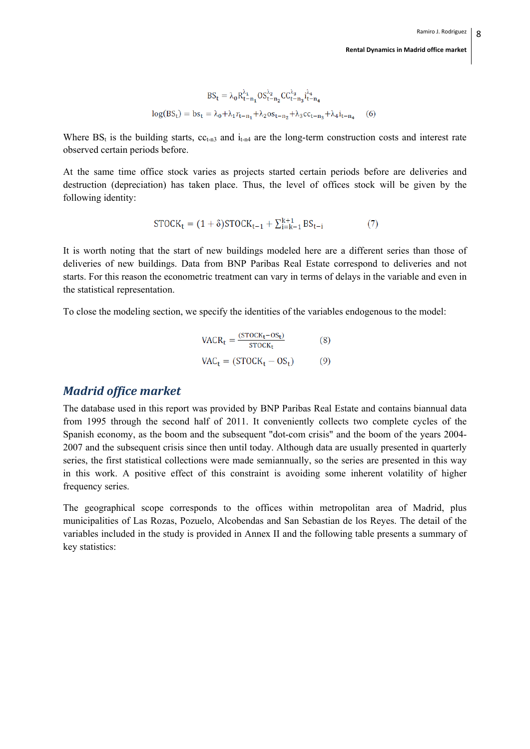$$BS_t = \lambda_0 R_{t-n_1}^{\lambda_1} OS_{t-n_2}^{\lambda_2} CC_{t-n_3}^{\lambda_3} i_{t-n_4}^{\lambda_4}$$

$$\log(BS_t) = bs_t = \lambda_0 + \lambda_1 r_{t-n_1} + \lambda_2 os_{t-n_2} + \lambda_3 cc_{t-n_3} + \lambda_4 i_{t-n_4} \qquad (6)$$

Where $BS_t$ is the building starts, $cc_{t-n3}$ and $i_{t-n4}$ are the long-term construction costs and interest rate observed certain periods before.

At the same time office stock varies as projects started certain periods before are deliveries and destruction (depreciation) has taken place. Thus, the level of offices stock will be given by the following identity:

$$STOCK_t = (1+\delta)STOCK_{t-1} + \sum_{i=k-1}^{k+1} BS_{t-i} \qquad (7)$$

It is worth noting that the start of new buildings modeled here are a different series than those of deliveries of new buildings. Data from BNP Paribas Real Estate correspond to deliveries and not starts. For this reason the econometric treatment can vary in terms of delays in the variable and even in the statistical representation.

To close the modeling section, we specify the identities of the variables endogenous to the model:

$$VACR_t = \frac{(STOCK_t - OS_t)}{STOCK_t} \qquad (8)$$

$$VAC_t = (STOCK_t - OS_t) \qquad (9)$$

## *Madrid office market*

The database used in this report was provided by BNP Paribas Real Estate and contains biannual data from 1995 through the second half of 2011. It conveniently collects two complete cycles of the Spanish economy, as the boom and the subsequent "dot-com crisis" and the boom of the years 2004-2007 and the subsequent crisis since then until today. Although data are usually presented in quarterly series, the first statistical collections were made semiannually, so the series are presented in this way in this work. A positive effect of this constraint is avoiding some inherent volatility of higher frequency series.

The geographical scope corresponds to the offices within metropolitan area of Madrid, plus municipalities of Las Rozas, Pozuelo, Alcobendas and San Sebastian de los Reyes. The detail of the variables included in the study is provided in Annex II and the following table presents a summary of key statistics: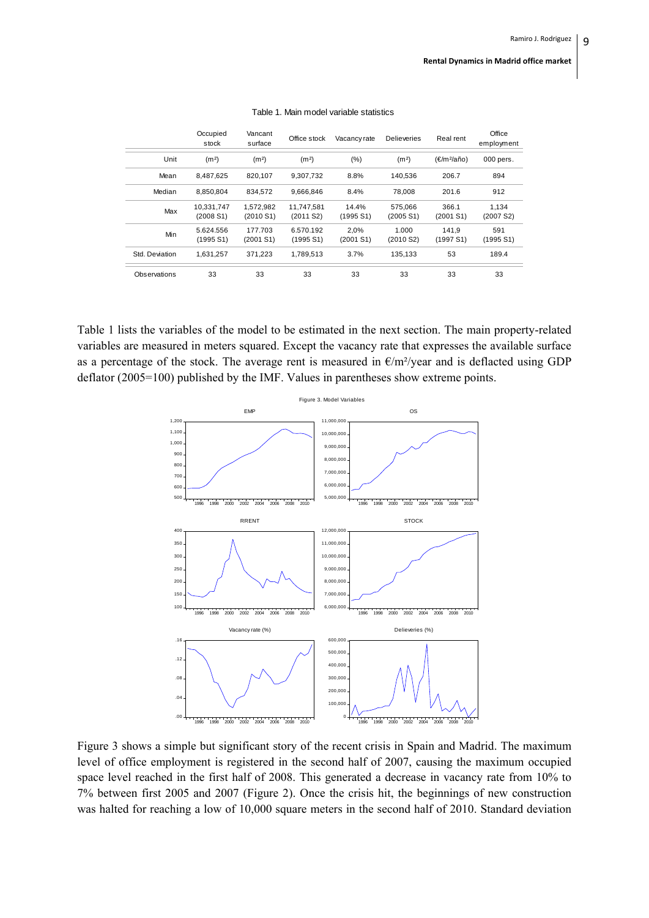Table 1. Main model variable statistics

| | Occupied stock | Vancant surface | Office stock | Vacancy rate | Delieveries | Real rent | Office employment |
|---|---|---|---|---|---|---|---|
| Unit | (m²) | (m²) | (m²) | (%) | (m²) | (€/m²/año) | 000 pers. |
| Mean | 8,487,625 | 820,107 | 9,307,732 | 8.8% | 140,536 | 206.7 | 894 |
| Median | 8,850,804 | 834,572 | 9,666,846 | 8.4% | 78,008 | 201.6 | 912 |
| Max | 10,331,747 (2008 S1) | 1,572,982 (2010 S1) | 11,747,581 (2011 S2) | 14.4% (1995 S1) | 575,066 (2005 S1) | 366.1 (2001 S1) | 1,134 (2007 S2) |
| Min | 5.624.556 (1995 S1) | 177.703 (2001 S1) | 6.570.192 (1995 S1) | 2,0% (2001 S1) | 1.000 (2010 S2) | 141,9 (1997 S1) | 591 (1995 S1) |
| Std. Deviation | 1,631,257 | 371,223 | 1,789,513 | 3.7% | 135,133 | 53 | 189.4 |
| Observations | 33 | 33 | 33 | 33 | 33 | 33 | 33 |

Table 1 lists the variables of the model to be estimated in the next section. The main property-related variables are measured in meters squared. Except the vacancy rate that expresses the available surface as a percentage of the stock. The average rent is measured in €/m²/year and is deflacted using GDP deflator (2005=100) published by the IMF. Values in parentheses show extreme points.

Figure 3. Model Variables

Figure 3 shows a simple but significant story of the recent crisis in Spain and Madrid. The maximum level of office employment is registered in the second half of 2007, causing the maximum occupied space level reached in the first half of 2008. This generated a decrease in vacancy rate from 10% to 7% between first 2005 and 2007 (Figure 2). Once the crisis hit, the beginnings of new construction was halted for reaching a low of 10,000 square meters in the second half of 2010. Standard deviation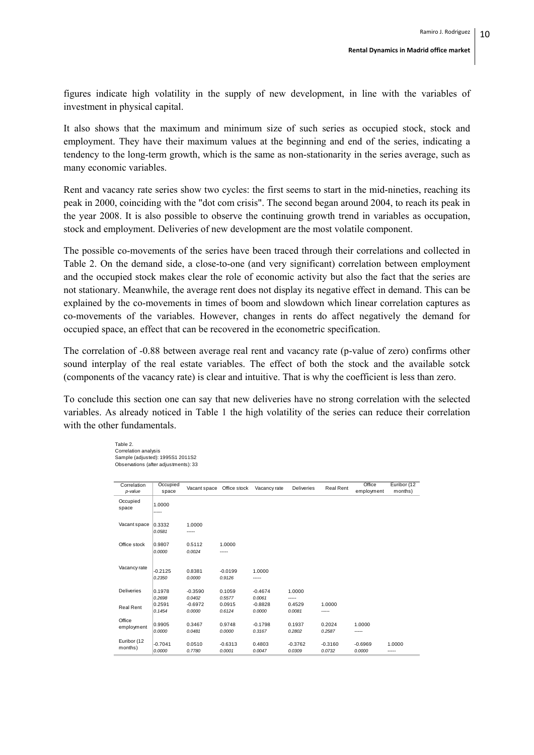figures indicate high volatility in the supply of new development, in line with the variables of investment in physical capital.

It also shows that the maximum and minimum size of such series as occupied stock, stock and employment. They have their maximum values at the beginning and end of the series, indicating a tendency to the long-term growth, which is the same as non-stationarity in the series average, such as many economic variables.

Rent and vacancy rate series show two cycles: the first seems to start in the mid-nineties, reaching its peak in 2000, coinciding with the "dot com crisis". The second began around 2004, to reach its peak in the year 2008. It is also possible to observe the continuing growth trend in variables as occupation, stock and employment. Deliveries of new development are the most volatile component.

The possible co-movements of the series have been traced through their correlations and collected in Table 2. On the demand side, a close-to-one (and very significant) correlation between employment and the occupied stock makes clear the role of economic activity but also the fact that the series are not stationary. Meanwhile, the average rent does not display its negative effect in demand. This can be explained by the co-movements in times of boom and slowdown which linear correlation captures as co-movements of the variables. However, changes in rents do affect negatively the demand for occupied space, an effect that can be recovered in the econometric specification.

The correlation of -0.88 between average real rent and vacancy rate (p-value of zero) confirms other sound interplay of the real estate variables. The effect of both the stock and the available sotck (components of the vacancy rate) is clear and intuitive. That is why the coefficient is less than zero.

To conclude this section one can say that new deliveries have no strong correlation with the selected variables. As already noticed in Table 1 the high volatility of the series can reduce their correlation with the other fundamentals.

Table 2.
Correlation analysis
Sample (adjusted): 1995S1 2011S2
Observations (after adjustments): 33

| Correlation *p-value* | Occupied space | Vacant space | Office stock | Vacancy rate | Deliveries | Real Rent | Office employment | Euribor (12 months) |
|---|---|---|---|---|---|---|---|---|
| Occupied space | 1.0000 | | | | | | | |
| | ----- | | | | | | | |
| Vacant space | 0.3332 | 1.0000 | | | | | | |
| | *0.0581* | ----- | | | | | | |
| Office stock | 0.9807 | 0.5112 | 1.0000 | | | | | |
| | *0.0000* | *0.0024* | ----- | | | | | |
| Vacancy rate | -0.2125 | 0.8381 | -0.0199 | 1.0000 | | | | |
| | *0.2350* | *0.0000* | *0.9126* | ----- | | | | |
| Deliveries | 0.1978 | -0.3590 | 0.1059 | -0.4674 | 1.0000 | | | |
| | *0.2698* | *0.0402* | *0.5577* | *0.0061* | ----- | | | |
| Real Rent | 0.2591 | -0.6972 | 0.0915 | -0.8828 | 0.4529 | 1.0000 | | |
| | *0.1454* | *0.0000* | *0.6124* | *0.0000* | *0.0081* | ----- | | |
| Office employment | 0.9905 | 0.3467 | 0.9748 | -0.1798 | 0.1937 | 0.2024 | 1.0000 | |
| | *0.0000* | *0.0481* | *0.0000* | *0.3167* | *0.2802* | *0.2587* | ----- | |
| Euribor (12 months) | -0.7041 | 0.0510 | -0.6313 | 0.4803 | -0.3762 | -0.3160 | -0.6969 | 1.0000 |
| | *0.0000* | *0.7780* | *0.0001* | *0.0047* | *0.0309* | *0.0732* | *0.0000* | ----- |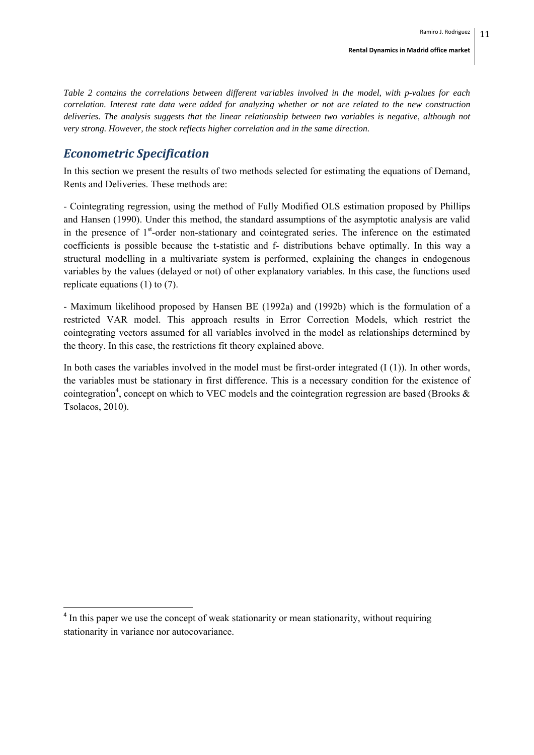*Table 2 contains the correlations between different variables involved in the model, with p-values for each correlation. Interest rate data were added for analyzing whether or not are related to the new construction deliveries. The analysis suggests that the linear relationship between two variables is negative, although not very strong. However, the stock reflects higher correlation and in the same direction.*

## *Econometric Specification*

In this section we present the results of two methods selected for estimating the equations of Demand, Rents and Deliveries. These methods are:

- Cointegrating regression, using the method of Fully Modified OLS estimation proposed by Phillips and Hansen (1990). Under this method, the standard assumptions of the asymptotic analysis are valid in the presence of 1st-order non-stationary and cointegrated series. The inference on the estimated coefficients is possible because the t-statistic and f- distributions behave optimally. In this way a structural modelling in a multivariate system is performed, explaining the changes in endogenous variables by the values (delayed or not) of other explanatory variables. In this case, the functions used replicate equations (1) to (7).

- Maximum likelihood proposed by Hansen BE (1992a) and (1992b) which is the formulation of a restricted VAR model. This approach results in Error Correction Models, which restrict the cointegrating vectors assumed for all variables involved in the model as relationships determined by the theory. In this case, the restrictions fit theory explained above.

In both cases the variables involved in the model must be first-order integrated (I (1)). In other words, the variables must be stationary in first difference. This is a necessary condition for the existence of cointegration[4], concept on which to VEC models and the cointegration regression are based (Brooks & Tsolacos, 2010).

[4] In this paper we use the concept of weak stationarity or mean stationarity, without requiring stationarity in variance nor autocovariance.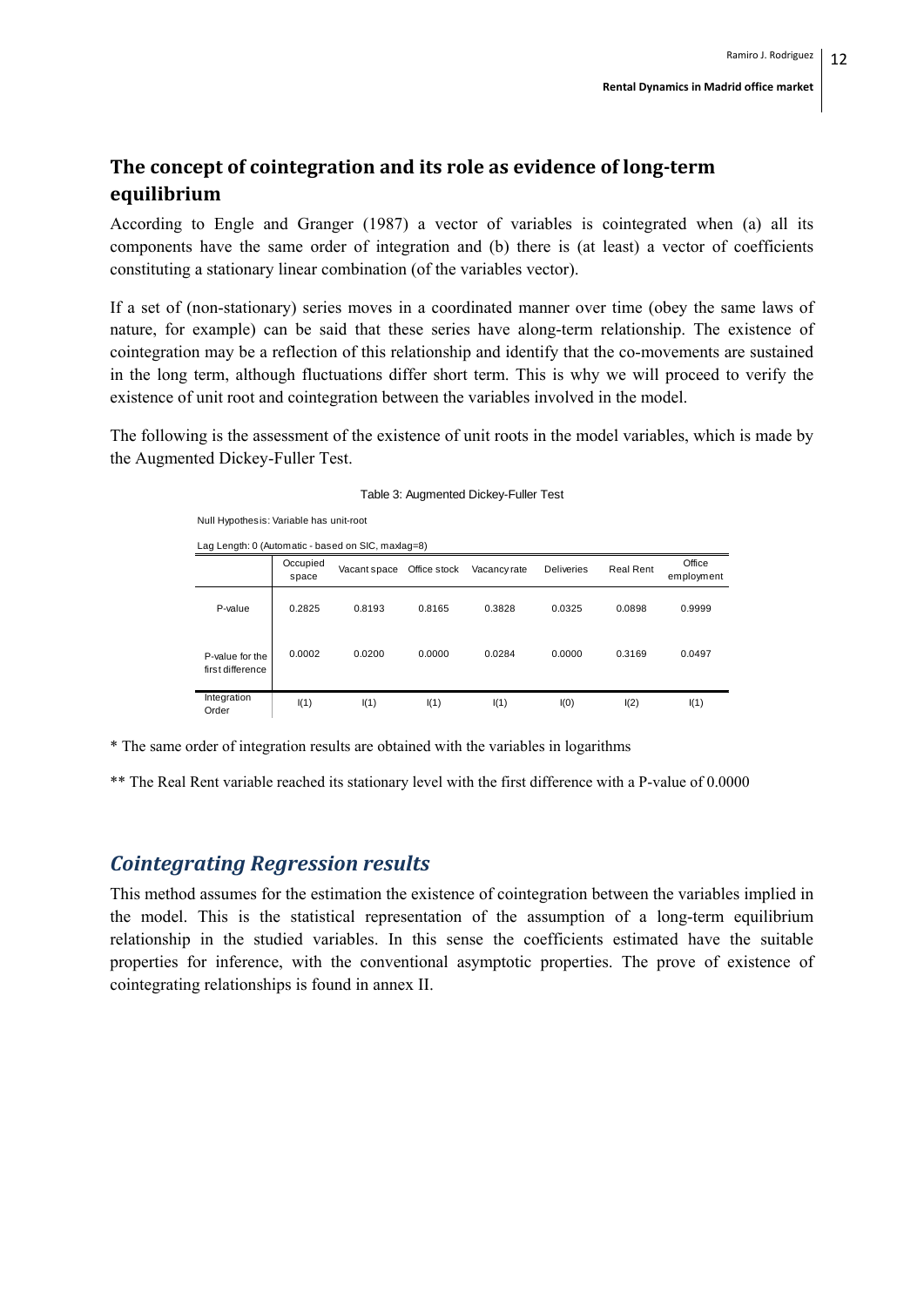## The concept of cointegration and its role as evidence of long-term equilibrium

According to Engle and Granger (1987) a vector of variables is cointegrated when (a) all its components have the same order of integration and (b) there is (at least) a vector of coefficients constituting a stationary linear combination (of the variables vector).

If a set of (non-stationary) series moves in a coordinated manner over time (obey the same laws of nature, for example) can be said that these series have along-term relationship. The existence of cointegration may be a reflection of this relationship and identify that the co-movements are sustained in the long term, although fluctuations differ short term. This is why we will proceed to verify the existence of unit root and cointegration between the variables involved in the model.

The following is the assessment of the existence of unit roots in the model variables, which is made by the Augmented Dickey-Fuller Test.

Table 3: Augmented Dickey-Fuller Test

Null Hypothesis: Variable has unit-root

Lag Length: 0 (Automatic - based on SIC, maxlag=8)

| | Occupied space | Vacant space | Office stock | Vacancy rate | Deliveries | Real Rent | Office employment |
|---|---|---|---|---|---|---|---|
| P-value | 0.2825 | 0.8193 | 0.8165 | 0.3828 | 0.0325 | 0.0898 | 0.9999 |
| P-value for the first difference | 0.0002 | 0.0200 | 0.0000 | 0.0284 | 0.0000 | 0.3169 | 0.0497 |
| Integration Order | I(1) | I(1) | I(1) | I(1) | I(0) | I(2) | I(1) |

* The same order of integration results are obtained with the variables in logarithms

** The Real Rent variable reached its stationary level with the first difference with a P-value of 0.0000

## *Cointegrating Regression results*

This method assumes for the estimation the existence of cointegration between the variables implied in the model. This is the statistical representation of the assumption of a long-term equilibrium relationship in the studied variables. In this sense the coefficients estimated have the suitable properties for inference, with the conventional asymptotic properties. The prove of existence of cointegrating relationships is found in annex II.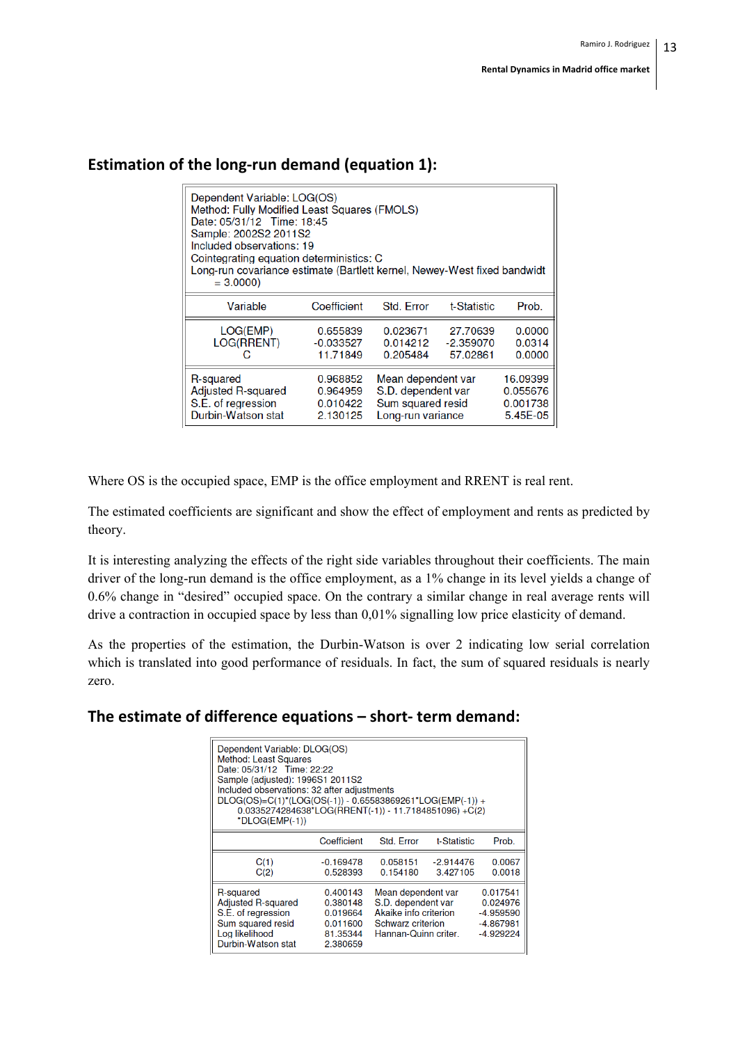## Estimation of the long-run demand (equation 1):

Dependent Variable: LOG(OS)
Method: Fully Modified Least Squares (FMOLS)
Date: 05/31/12 Time: 18:45
Sample: 2002S2 2011S2
Included observations: 19
Cointegrating equation deterministics: C
Long-run covariance estimate (Bartlett kernel, Newey-West fixed bandwidt = 3.0000)

| Variable | Coefficient | Std. Error | t-Statistic | Prob. |
|---|---|---|---|---|
| LOG(EMP) | 0.655839 | 0.023671 | 27.70639 | 0.0000 |
| LOG(RRENT) | -0.033527 | 0.014212 | -2.359070 | 0.0314 |
| C | 11.71849 | 0.205484 | 57.02861 | 0.0000 |

| | | | |
|---|---|---|---|
| R-squared | 0.968852 | Mean dependent var | 16.09399 |
| Adjusted R-squared | 0.964959 | S.D. dependent var | 0.055676 |
| S.E. of regression | 0.010422 | Sum squared resid | 0.001738 |
| Durbin-Watson stat | 2.130125 | Long-run variance | 5.45E-05 |

Where OS is the occupied space, EMP is the office employment and RRENT is real rent.

The estimated coefficients are significant and show the effect of employment and rents as predicted by theory.

It is interesting analyzing the effects of the right side variables throughout their coefficients. The main driver of the long-run demand is the office employment, as a 1% change in its level yields a change of 0.6% change in "desired" occupied space. On the contrary a similar change in real average rents will drive a contraction in occupied space by less than 0,01% signalling low price elasticity of demand.

As the properties of the estimation, the Durbin-Watson is over 2 indicating low serial correlation which is translated into good performance of residuals. In fact, the sum of squared residuals is nearly zero.

## The estimate of difference equations – short- term demand:

Dependent Variable: DLOG(OS)
Method: Least Squares
Date: 05/31/12 Time: 22:22
Sample (adjusted): 1996S1 2011S2
Included observations: 32 after adjustments
DLOG(OS)=C(1)*(LOG(OS(-1)) - 0.65583869261*LOG(EMP(-1)) + 0.0335274284638*LOG(RRENT(-1)) - 11.7184851096) +C(2) *DLOG(EMP(-1))

| | Coefficient | Std. Error | t-Statistic | Prob. |
|---|---|---|---|---|
| C(1) | -0.169478 | 0.058151 | -2.914476 | 0.0067 |
| C(2) | 0.528393 | 0.154180 | 3.427105 | 0.0018 |

| | | | |
|---|---|---|---|
| R-squared | 0.400143 | Mean dependent var | 0.017541 |
| Adjusted R-squared | 0.380148 | S.D. dependent var | 0.024976 |
| S.E. of regression | 0.019664 | Akaike info criterion | -4.959590 |
| Sum squared resid | 0.011600 | Schwarz criterion | -4.867981 |
| Log likelihood | 81.35344 | Hannan-Quinn criter. | -4.929224 |
| Durbin-Watson stat | 2.380659 | | |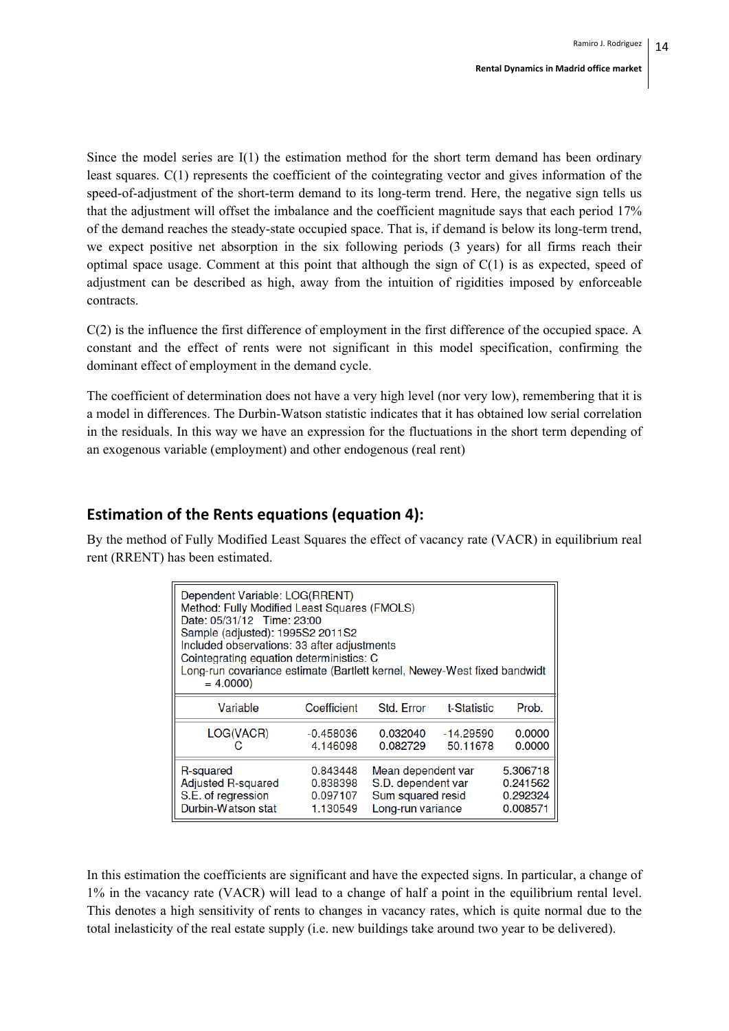Since the model series are I(1) the estimation method for the short term demand has been ordinary least squares. C(1) represents the coefficient of the cointegrating vector and gives information of the speed-of-adjustment of the short-term demand to its long-term trend. Here, the negative sign tells us that the adjustment will offset the imbalance and the coefficient magnitude says that each period 17% of the demand reaches the steady-state occupied space. That is, if demand is below its long-term trend, we expect positive net absorption in the six following periods (3 years) for all firms reach their optimal space usage. Comment at this point that although the sign of C(1) is as expected, speed of adjustment can be described as high, away from the intuition of rigidities imposed by enforceable contracts.

C(2) is the influence the first difference of employment in the first difference of the occupied space. A constant and the effect of rents were not significant in this model specification, confirming the dominant effect of employment in the demand cycle.

The coefficient of determination does not have a very high level (nor very low), remembering that it is a model in differences. The Durbin-Watson statistic indicates that it has obtained low serial correlation in the residuals. In this way we have an expression for the fluctuations in the short term depending of an exogenous variable (employment) and other endogenous (real rent)

## Estimation of the Rents equations (equation 4):

By the method of Fully Modified Least Squares the effect of vacancy rate (VACR) in equilibrium real rent (RRENT) has been estimated.

Dependent Variable: LOG(RRENT)
Method: Fully Modified Least Squares (FMOLS)
Date: 05/31/12 Time: 23:00
Sample (adjusted): 1995S2 2011S2
Included observations: 33 after adjustments
Cointegrating equation deterministics: C
Long-run covariance estimate (Bartlett kernel, Newey-West fixed bandwidt = 4.0000)

| Variable | Coefficient | Std. Error | t-Statistic | Prob. |
|---|---|---|---|---|
| LOG(VACR) | -0.458036 | 0.032040 | -14.29590 | 0.0000 |
| C | 4.146098 | 0.082729 | 50.11678 | 0.0000 |

| | | | |
|---|---|---|---|
| R-squared | 0.843448 | Mean dependent var | 5.306718 |
| Adjusted R-squared | 0.838398 | S.D. dependent var | 0.241562 |
| S.E. of regression | 0.097107 | Sum squared resid | 0.292324 |
| Durbin-Watson stat | 1.130549 | Long-run variance | 0.008571 |

In this estimation the coefficients are significant and have the expected signs. In particular, a change of 1% in the vacancy rate (VACR) will lead to a change of half a point in the equilibrium rental level. This denotes a high sensitivity of rents to changes in vacancy rates, which is quite normal due to the total inelasticity of the real estate supply (i.e. new buildings take around two year to be delivered).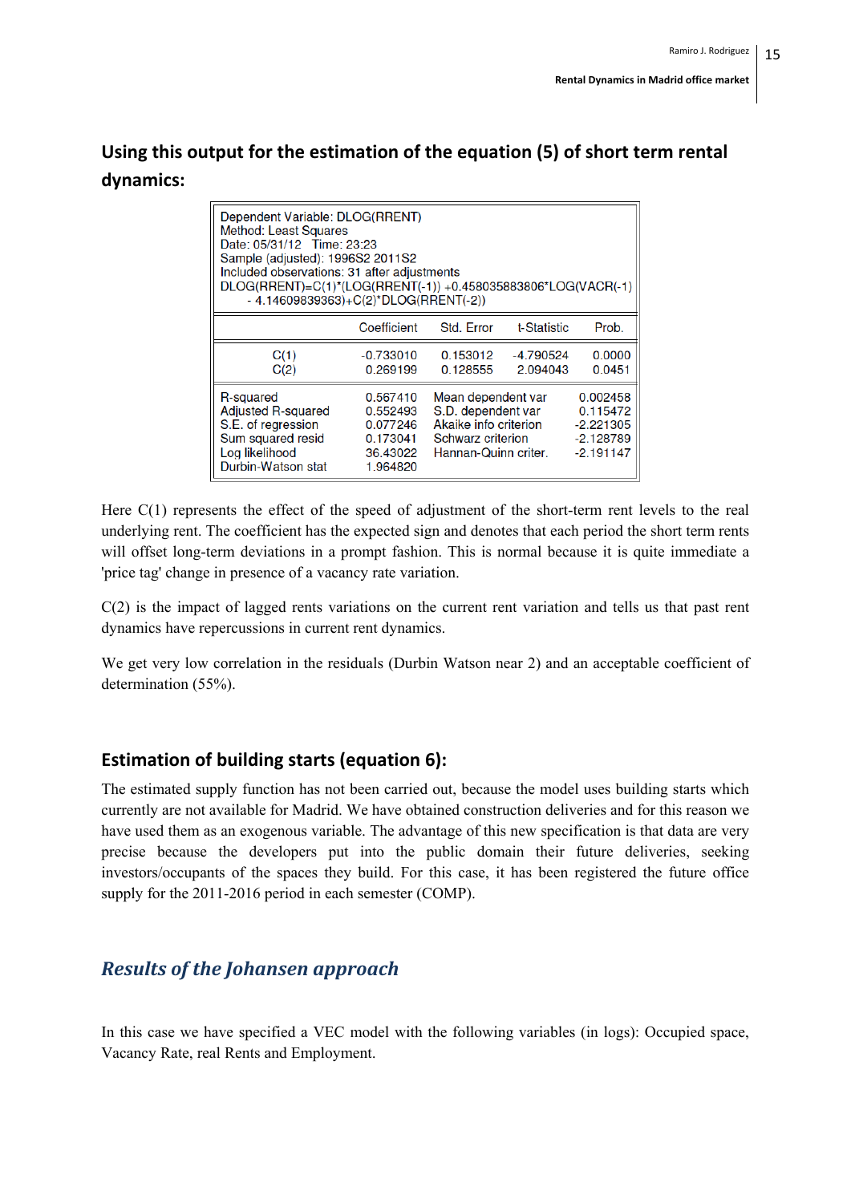## Using this output for the estimation of the equation (5) of short term rental dynamics:

```
Dependent Variable: DLOG(RRENT)
Method: Least Squares
Date: 05/31/12   Time: 23:23
Sample (adjusted): 1996S2 2011S2
Included observations: 31 after adjustments
DLOG(RRENT)=C(1)*(LOG(RRENT(-1)) +0.458035883806*LOG(VACR(-1)
    - 4.14609839363)+C(2)*DLOG(RRENT(-2))
```

| | Coefficient | Std. Error | t-Statistic | Prob. |
|---|---|---|---|---|
| C(1) | -0.733010 | 0.153012 | -4.790524 | 0.0000 |
| C(2) | 0.269199 | 0.128555 | 2.094043 | 0.0451 |

| | | | |
|---|---|---|---|
| R-squared | 0.567410 | Mean dependent var | 0.002458 |
| Adjusted R-squared | 0.552493 | S.D. dependent var | 0.115472 |
| S.E. of regression | 0.077246 | Akaike info criterion | -2.221305 |
| Sum squared resid | 0.173041 | Schwarz criterion | -2.128789 |
| Log likelihood | 36.43022 | Hannan-Quinn criter. | -2.191147 |
| Durbin-Watson stat | 1.964820 | | |

Here C(1) represents the effect of the speed of adjustment of the short-term rent levels to the real underlying rent. The coefficient has the expected sign and denotes that each period the short term rents will offset long-term deviations in a prompt fashion. This is normal because it is quite immediate a 'price tag' change in presence of a vacancy rate variation.

C(2) is the impact of lagged rents variations on the current rent variation and tells us that past rent dynamics have repercussions in current rent dynamics.

We get very low correlation in the residuals (Durbin Watson near 2) and an acceptable coefficient of determination (55%).

## Estimation of building starts (equation 6):

The estimated supply function has not been carried out, because the model uses building starts which currently are not available for Madrid. We have obtained construction deliveries and for this reason we have used them as an exogenous variable. The advantage of this new specification is that data are very precise because the developers put into the public domain their future deliveries, seeking investors/occupants of the spaces they build. For this case, it has been registered the future office supply for the 2011-2016 period in each semester (COMP).

## *Results of the Johansen approach*

In this case we have specified a VEC model with the following variables (in logs): Occupied space, Vacancy Rate, real Rents and Employment.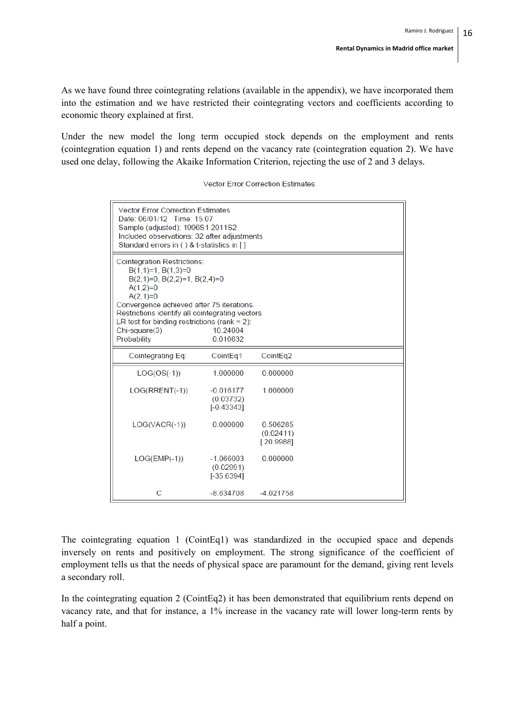As we have found three cointegrating relations (available in the appendix), we have incorporated them into the estimation and we have restricted their cointegrating vectors and coefficients according to economic theory explained at first.

Under the new model the long term occupied stock depends on the employment and rents (cointegration equation 1) and rents depend on the vacancy rate (cointegration equation 2). We have used one delay, following the Akaike Information Criterion, rejecting the use of 2 and 3 delays.

Vector Error Correction Estimates

```
Vector Error Correction Estimates
Date: 06/01/12   Time: 15:07
Sample (adjusted): 1996S1 2011S2
Included observations: 32 after adjustments
Standard errors in ( ) & t-statistics in [ ]

Cointegration Restrictions:
    B(1,1)=1, B(1,3)=0
    B(2,1)=0, B(2,2)=1, B(2,4)=0
    A(1,2)=0
    A(2,1)=0
Convergence achieved after 75 iterations.
Restrictions identify all cointegrating vectors
LR test for binding restrictions (rank = 2):
Chi-square(3)              10.24004
Probability                0.016632
```

| Cointegrating Eq: | CointEq1 | CointEq2 |
|---|---|---|
| LOG(OS(-1)) | 1.000000 | 0.000000 |
| LOG(RRENT(-1)) | -0.016177<br>(0.03732)<br>[-0.43343] | 1.000000 |
| LOG(VACR(-1)) | 0.000000 | 0.506285<br>(0.02411)<br>[ 20.9988] |
| LOG(EMP(-1)) | -1.066003<br>(0.02991)<br>[-35.6394] | 0.000000 |
| C | -8.634708 | -4.021758 |

The cointegrating equation 1 (CointEq1) was standardized in the occupied space and depends inversely on rents and positively on employment. The strong significance of the coefficient of employment tells us that the needs of physical space are paramount for the demand, giving rent levels a secondary roll.

In the cointegrating equation 2 (CointEq2) it has been demonstrated that equilibrium rents depend on vacancy rate, and that for instance, a 1% increase in the vacancy rate will lower long-term rents by half a point.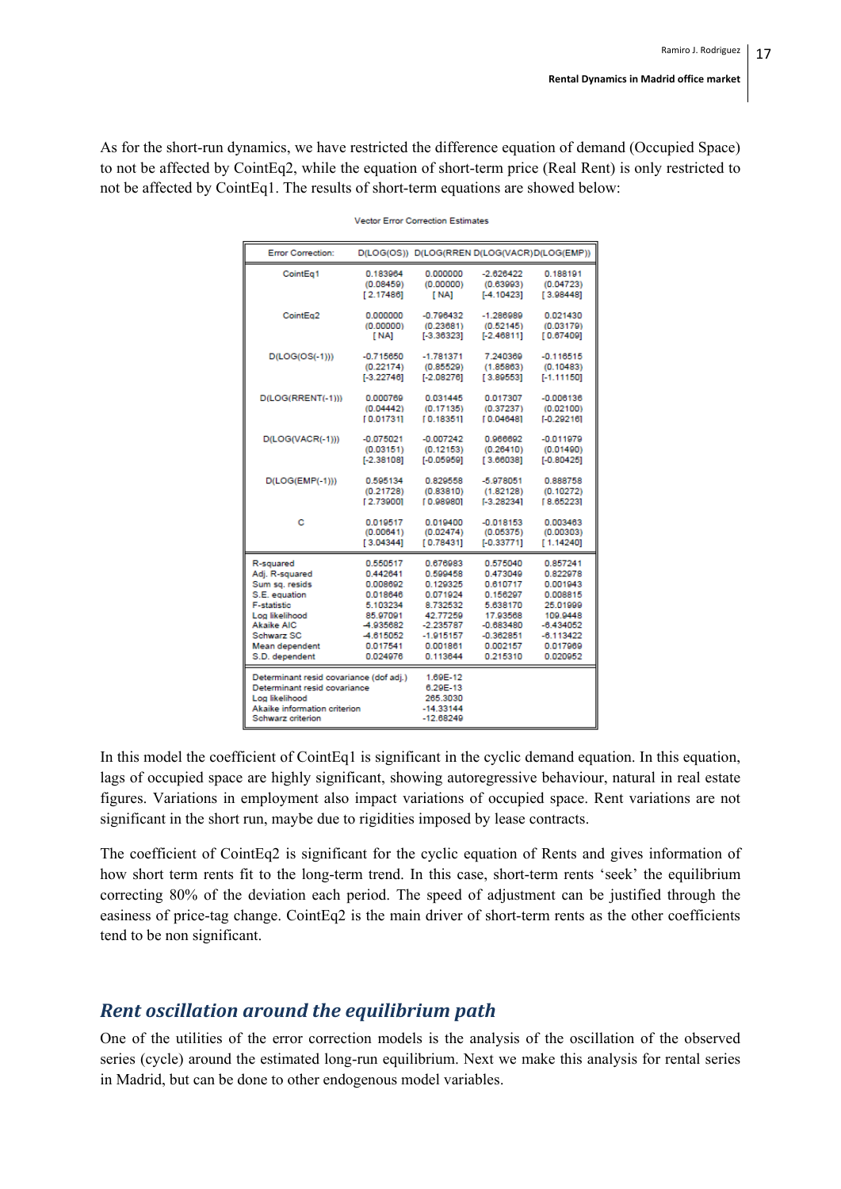As for the short-run dynamics, we have restricted the difference equation of demand (Occupied Space) to not be affected by CointEq2, while the equation of short-term price (Real Rent) is only restricted to not be affected by CointEq1. The results of short-term equations are showed below:

Vector Error Correction Estimates

| Error Correction: | D(LOG(OS)) | D(LOG(RREN | D(LOG(VACR) | D(LOG(EMP)) |
|---|---|---|---|---|
| CointEq1 | 0.183964 | 0.000000 | -2.626422 | 0.188191 |
| | (0.08459) | (0.00000) | (0.63993) | (0.04723) |
| | [ 2.17486] | [ NA] | [-4.10423] | [ 3.98448] |
| CointEq2 | 0.000000 | -0.796432 | -1.286989 | 0.021430 |
| | (0.00000) | (0.23681) | (0.52145) | (0.03179) |
| | [ NA] | [-3.36323] | [-2.46811] | [ 0.67409] |
| D(LOG(OS(-1))) | -0.715650 | -1.781371 | 7.240369 | -0.116515 |
| | (0.22174) | (0.85529) | (1.85863) | (0.10483) |
| | [-3.22746] | [-2.08276] | [ 3.89553] | [-1.11150] |
| D(LOG(RRENT(-1))) | 0.000769 | 0.031445 | 0.017307 | -0.006136 |
| | (0.04442) | (0.17135) | (0.37237) | (0.02100) |
| | [ 0.01731] | [ 0.18351] | [ 0.04648] | [-0.29216] |
| D(LOG(VACR(-1))) | -0.075021 | -0.007242 | 0.966692 | -0.011979 |
| | (0.03151) | (0.12153) | (0.26410) | (0.01490) |
| | [-2.38108] | [-0.05959] | [ 3.66038] | [-0.80425] |
| D(LOG(EMP(-1))) | 0.595134 | 0.829558 | -5.978051 | 0.888758 |
| | (0.21728) | (0.83810) | (1.82128) | (0.10272) |
| | [ 2.73900] | [ 0.98980] | [-3.28234] | [ 8.65223] |
| C | 0.019517 | 0.019400 | -0.018153 | 0.003463 |
| | (0.00641) | (0.02474) | (0.05375) | (0.00303) |
| | [ 3.04344] | [ 0.78431] | [-0.33771] | [ 1.14240] |
| R-squared | 0.550517 | 0.676983 | 0.575040 | 0.857241 |
| Adj. R-squared | 0.442641 | 0.599458 | 0.473049 | 0.822978 |
| Sum sq. resids | 0.008692 | 0.129325 | 0.610717 | 0.001943 |
| S.E. equation | 0.018646 | 0.071924 | 0.156297 | 0.008815 |
| F-statistic | 5.103234 | 8.732532 | 5.638170 | 25.01999 |
| Log likelihood | 85.97091 | 42.77259 | 17.93568 | 109.9448 |
| Akaike AIC | -4.935682 | -2.235787 | -0.683480 | -6.434052 |
| Schwarz SC | -4.615052 | -1.915157 | -0.362851 | -6.113422 |
| Mean dependent | 0.017541 | 0.001861 | 0.002157 | 0.017969 |
| S.D. dependent | 0.024976 | 0.113644 | 0.215310 | 0.020952 |
| Determinant resid covariance (dof adj.) | 1.69E-12 | | | |
| Determinant resid covariance | 6.29E-13 | | | |
| Log likelihood | 265.3030 | | | |
| Akaike information criterion | -14.33144 | | | |
| Schwarz criterion | -12.68249 | | | |

In this model the coefficient of CointEq1 is significant in the cyclic demand equation. In this equation, lags of occupied space are highly significant, showing autoregressive behaviour, natural in real estate figures. Variations in employment also impact variations of occupied space. Rent variations are not significant in the short run, maybe due to rigidities imposed by lease contracts.

The coefficient of CointEq2 is significant for the cyclic equation of Rents and gives information of how short term rents fit to the long-term trend. In this case, short-term rents 'seek' the equilibrium correcting 80% of the deviation each period. The speed of adjustment can be justified through the easiness of price-tag change. CointEq2 is the main driver of short-term rents as the other coefficients tend to be non significant.

## *Rent oscillation around the equilibrium path*

One of the utilities of the error correction models is the analysis of the oscillation of the observed series (cycle) around the estimated long-run equilibrium. Next we make this analysis for rental series in Madrid, but can be done to other endogenous model variables.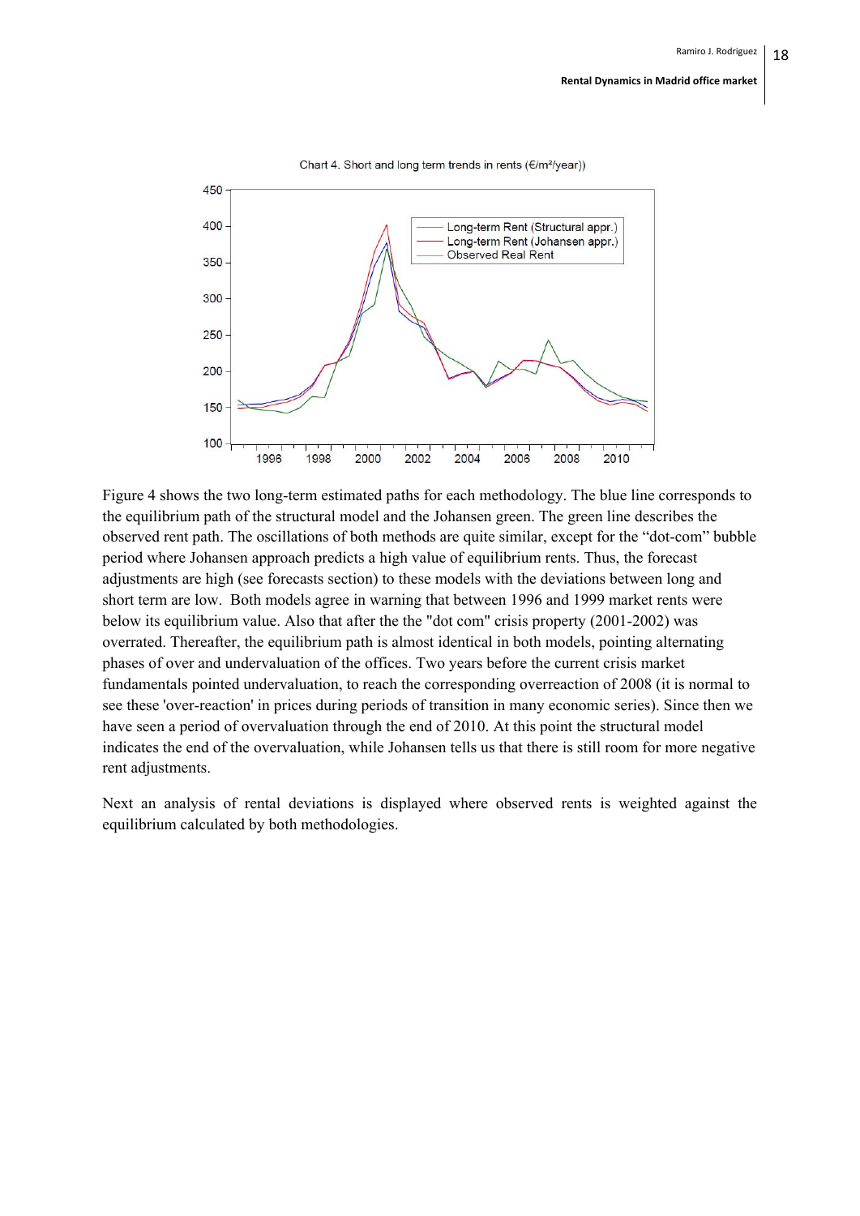Chart 4. Short and long term trends in rents (€/m²/year))

Figure 4 shows the two long-term estimated paths for each methodology. The blue line corresponds to the equilibrium path of the structural model and the Johansen green. The green line describes the observed rent path. The oscillations of both methods are quite similar, except for the "dot-com" bubble period where Johansen approach predicts a high value of equilibrium rents. Thus, the forecast adjustments are high (see forecasts section) to these models with the deviations between long and short term are low. Both models agree in warning that between 1996 and 1999 market rents were below its equilibrium value. Also that after the the "dot com" crisis property (2001-2002) was overrated. Thereafter, the equilibrium path is almost identical in both models, pointing alternating phases of over and undervaluation of the offices. Two years before the current crisis market fundamentals pointed undervaluation, to reach the corresponding overreaction of 2008 (it is normal to see these 'over-reaction' in prices during periods of transition in many economic series). Since then we have seen a period of overvaluation through the end of 2010. At this point the structural model indicates the end of the overvaluation, while Johansen tells us that there is still room for more negative rent adjustments.

Next an analysis of rental deviations is displayed where observed rents is weighted against the equilibrium calculated by both methodologies.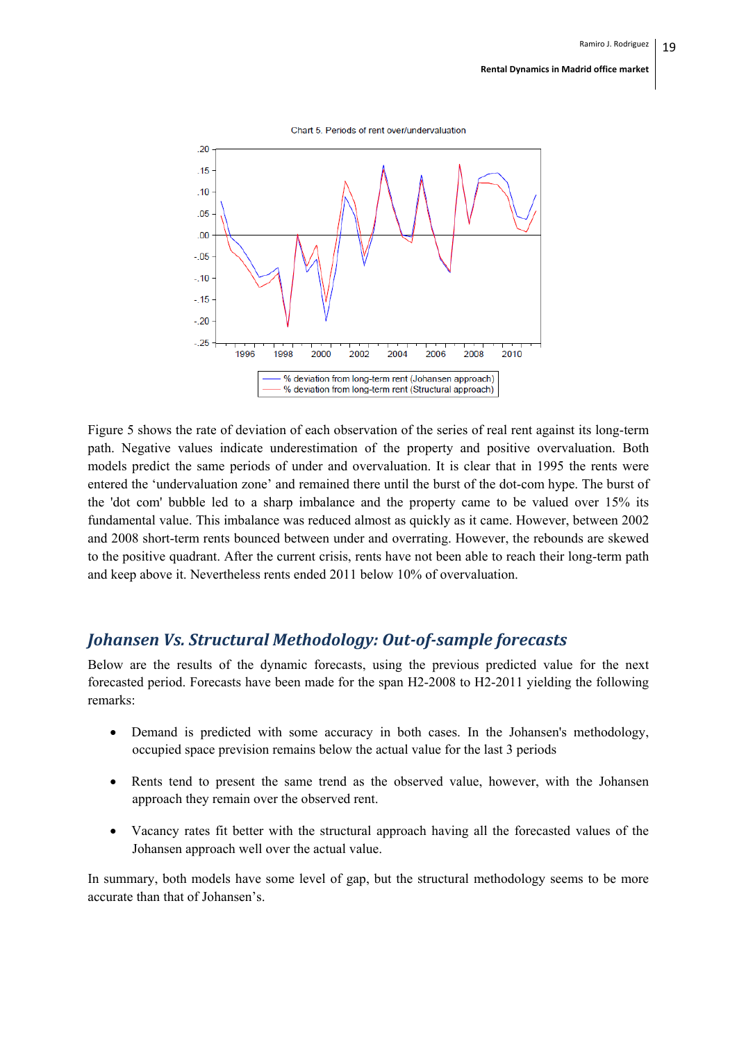Chart 5. Periods of rent over/undervaluation

— % deviation from long-term rent (Johansen approach)
— % deviation from long-term rent (Structural approach)

Figure 5 shows the rate of deviation of each observation of the series of real rent against its long-term path. Negative values indicate underestimation of the property and positive overvaluation. Both models predict the same periods of under and overvaluation. It is clear that in 1995 the rents were entered the 'undervaluation zone' and remained there until the burst of the dot-com hype. The burst of the 'dot com' bubble led to a sharp imbalance and the property came to be valued over 15% its fundamental value. This imbalance was reduced almost as quickly as it came. However, between 2002 and 2008 short-term rents bounced between under and overrating. However, the rebounds are skewed to the positive quadrant. After the current crisis, rents have not been able to reach their long-term path and keep above it. Nevertheless rents ended 2011 below 10% of overvaluation.

## *Johansen Vs. Structural Methodology: Out-of-sample forecasts*

Below are the results of the dynamic forecasts, using the previous predicted value for the next forecasted period. Forecasts have been made for the span H2-2008 to H2-2011 yielding the following remarks:

- Demand is predicted with some accuracy in both cases. In the Johansen's methodology, occupied space prevision remains below the actual value for the last 3 periods
- Rents tend to present the same trend as the observed value, however, with the Johansen approach they remain over the observed rent.
- Vacancy rates fit better with the structural approach having all the forecasted values of the Johansen approach well over the actual value.

In summary, both models have some level of gap, but the structural methodology seems to be more accurate than that of Johansen's.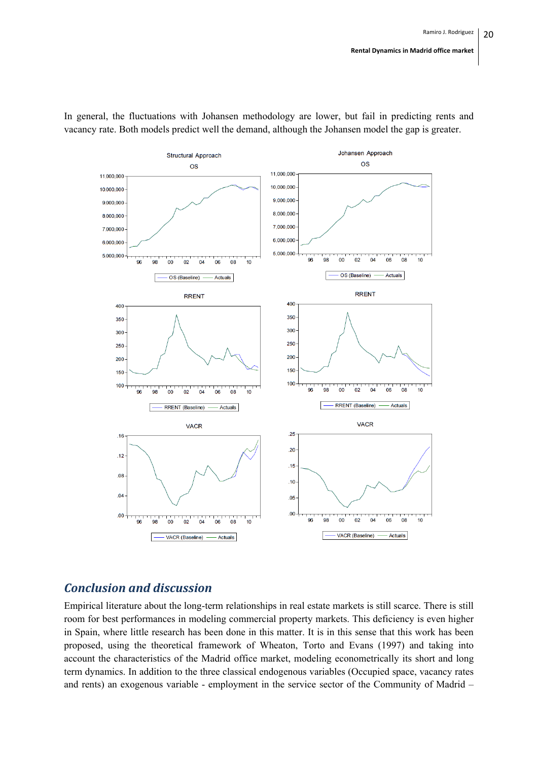In general, the fluctuations with Johansen methodology are lower, but fail in predicting rents and vacancy rate. Both models predict well the demand, although the Johansen model the gap is greater.

## *Conclusion and discussion*

Empirical literature about the long-term relationships in real estate markets is still scarce. There is still room for best performances in modeling commercial property markets. This deficiency is even higher in Spain, where little research has been done in this matter. It is in this sense that this work has been proposed, using the theoretical framework of Wheaton, Torto and Evans (1997) and taking into account the characteristics of the Madrid office market, modeling econometrically its short and long term dynamics. In addition to the three classical endogenous variables (Occupied space, vacancy rates and rents) an exogenous variable - employment in the service sector of the Community of Madrid –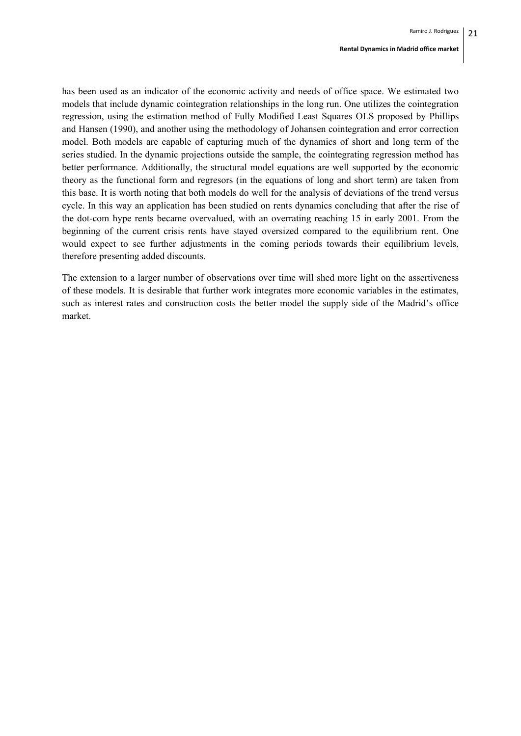has been used as an indicator of the economic activity and needs of office space. We estimated two models that include dynamic cointegration relationships in the long run. One utilizes the cointegration regression, using the estimation method of Fully Modified Least Squares OLS proposed by Phillips and Hansen (1990), and another using the methodology of Johansen cointegration and error correction model. Both models are capable of capturing much of the dynamics of short and long term of the series studied. In the dynamic projections outside the sample, the cointegrating regression method has better performance. Additionally, the structural model equations are well supported by the economic theory as the functional form and regresors (in the equations of long and short term) are taken from this base. It is worth noting that both models do well for the analysis of deviations of the trend versus cycle. In this way an application has been studied on rents dynamics concluding that after the rise of the dot-com hype rents became overvalued, with an overrating reaching 15 in early 2001. From the beginning of the current crisis rents have stayed oversized compared to the equilibrium rent. One would expect to see further adjustments in the coming periods towards their equilibrium levels, therefore presenting added discounts.

The extension to a larger number of observations over time will shed more light on the assertiveness of these models. It is desirable that further work integrates more economic variables in the estimates, such as interest rates and construction costs the better model the supply side of the Madrid's office market.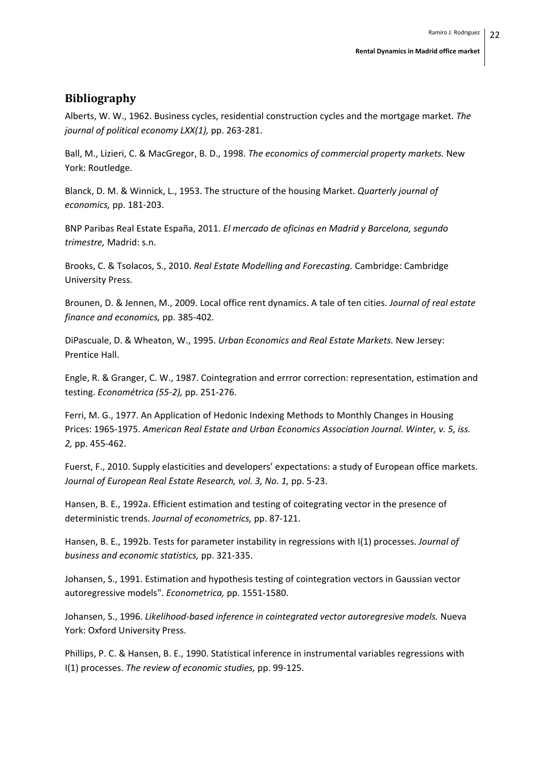## Bibliography

Alberts, W. W., 1962. Business cycles, residential construction cycles and the mortgage market. *The journal of political economy LXX(1),* pp. 263-281.

Ball, M., Lizieri, C. & MacGregor, B. D., 1998. *The economics of commercial property markets.* New York: Routledge.

Blanck, D. M. & Winnick, L., 1953. The structure of the housing Market. *Quarterly journal of economics,* pp. 181-203.

BNP Paribas Real Estate España, 2011. *El mercado de oficinas en Madrid y Barcelona, segundo trimestre,* Madrid: s.n.

Brooks, C. & Tsolacos, S., 2010. *Real Estate Modelling and Forecasting.* Cambridge: Cambridge University Press.

Brounen, D. & Jennen, M., 2009. Local office rent dynamics. A tale of ten cities. *Journal of real estate finance and economics,* pp. 385-402.

DiPascuale, D. & Wheaton, W., 1995. *Urban Economics and Real Estate Markets.* New Jersey: Prentice Hall.

Engle, R. & Granger, C. W., 1987. Cointegration and errror correction: representation, estimation and testing. *Económétrica (55-2),* pp. 251-276.

Ferri, M. G., 1977. An Application of Hedonic Indexing Methods to Monthly Changes in Housing Prices: 1965-1975. *American Real Estate and Urban Economics Association Journal. Winter, v. 5, iss. 2,* pp. 455-462.

Fuerst, F., 2010. Supply elasticities and developers' expectations: a study of European office markets. *Journal of European Real Estate Research, vol. 3, No. 1,* pp. 5-23.

Hansen, B. E., 1992a. Efficient estimation and testing of coitegrating vector in the presence of deterministic trends. *Journal of econometrics,* pp. 87-121.

Hansen, B. E., 1992b. Tests for parameter instability in regressions with I(1) processes. *Journal of business and economic statistics,* pp. 321-335.

Johansen, S., 1991. Estimation and hypothesis testing of cointegration vectors in Gaussian vector autoregressive models". *Econometrica,* pp. 1551-1580.

Johansen, S., 1996. *Likelihood-based inference in cointegrated vector autoregresive models.* Nueva York: Oxford University Press.

Phillips, P. C. & Hansen, B. E., 1990. Statistical inference in instrumental variables regressions with I(1) processes. *The review of economic studies,* pp. 99-125.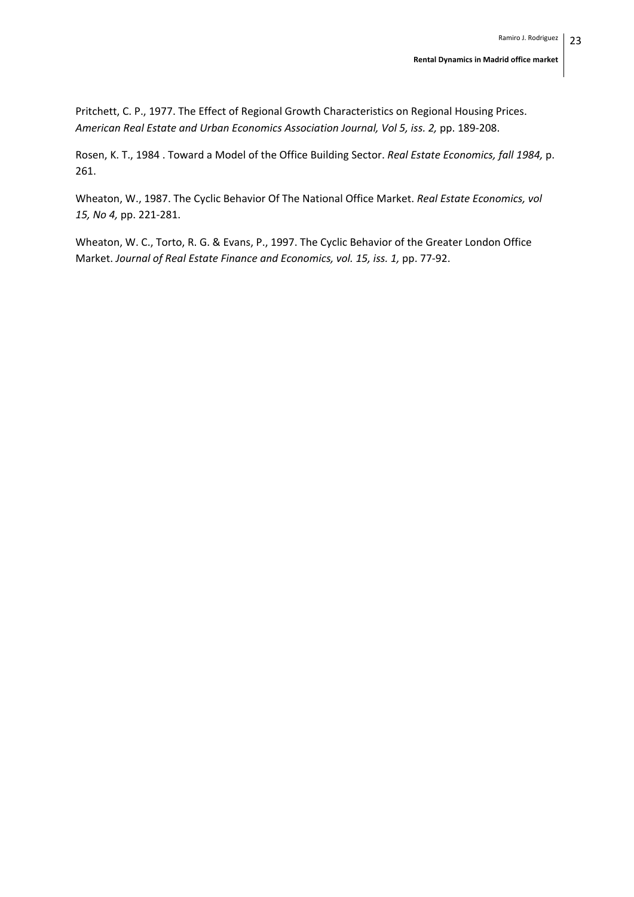Pritchett, C. P., 1977. The Effect of Regional Growth Characteristics on Regional Housing Prices. *American Real Estate and Urban Economics Association Journal, Vol 5, iss. 2,* pp. 189-208.

Rosen, K. T., 1984 . Toward a Model of the Office Building Sector. *Real Estate Economics, fall 1984,* p. 261.

Wheaton, W., 1987. The Cyclic Behavior Of The National Office Market. *Real Estate Economics, vol 15, No 4,* pp. 221-281.

Wheaton, W. C., Torto, R. G. & Evans, P., 1997. The Cyclic Behavior of the Greater London Office Market. *Journal of Real Estate Finance and Economics, vol. 15, iss. 1,* pp. 77-92.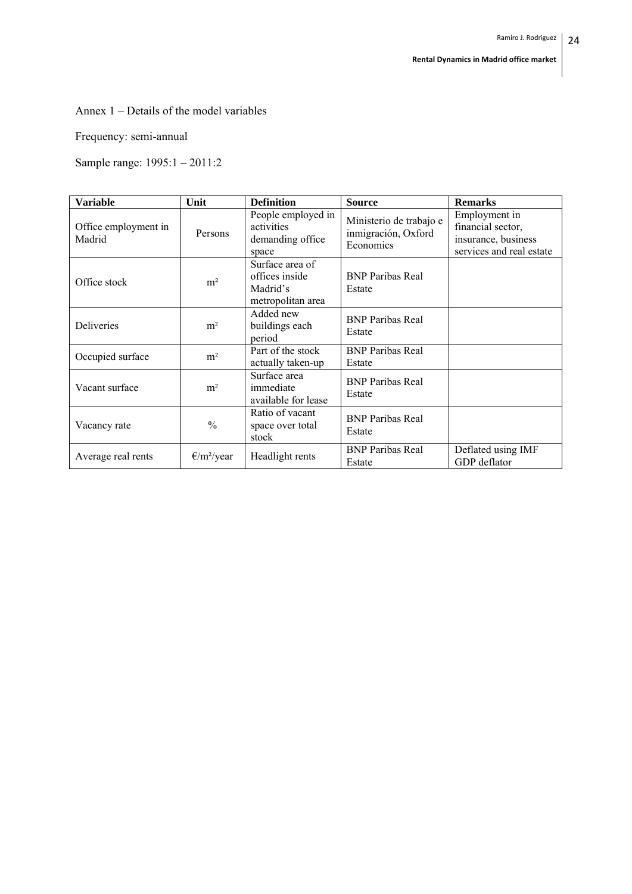Annex 1 – Details of the model variables

Frequency: semi-annual

Sample range: 1995:1 – 2011:2

| Variable | Unit | Definition | Source | Remarks |
|---|---|---|---|---|
| Office employment in Madrid | Persons | People employed in activities demanding office space | Ministerio de trabajo e inmigración, Oxford Economics | Employment in financial sector, insurance, business services and real estate |
| Office stock | m² | Surface area of offices inside Madrid's metropolitan area | BNP Paribas Real Estate | |
| Deliveries | m² | Added new buildings each period | BNP Paribas Real Estate | |
| Occupied surface | m² | Part of the stock actually taken-up | BNP Paribas Real Estate | |
| Vacant surface | m² | Surface area immediate available for lease | BNP Paribas Real Estate | |
| Vacancy rate | % | Ratio of vacant space over total stock | BNP Paribas Real Estate | |
| Average real rents | €/m²/year | Headlight rents | BNP Paribas Real Estate | Deflated using IMF GDP deflator |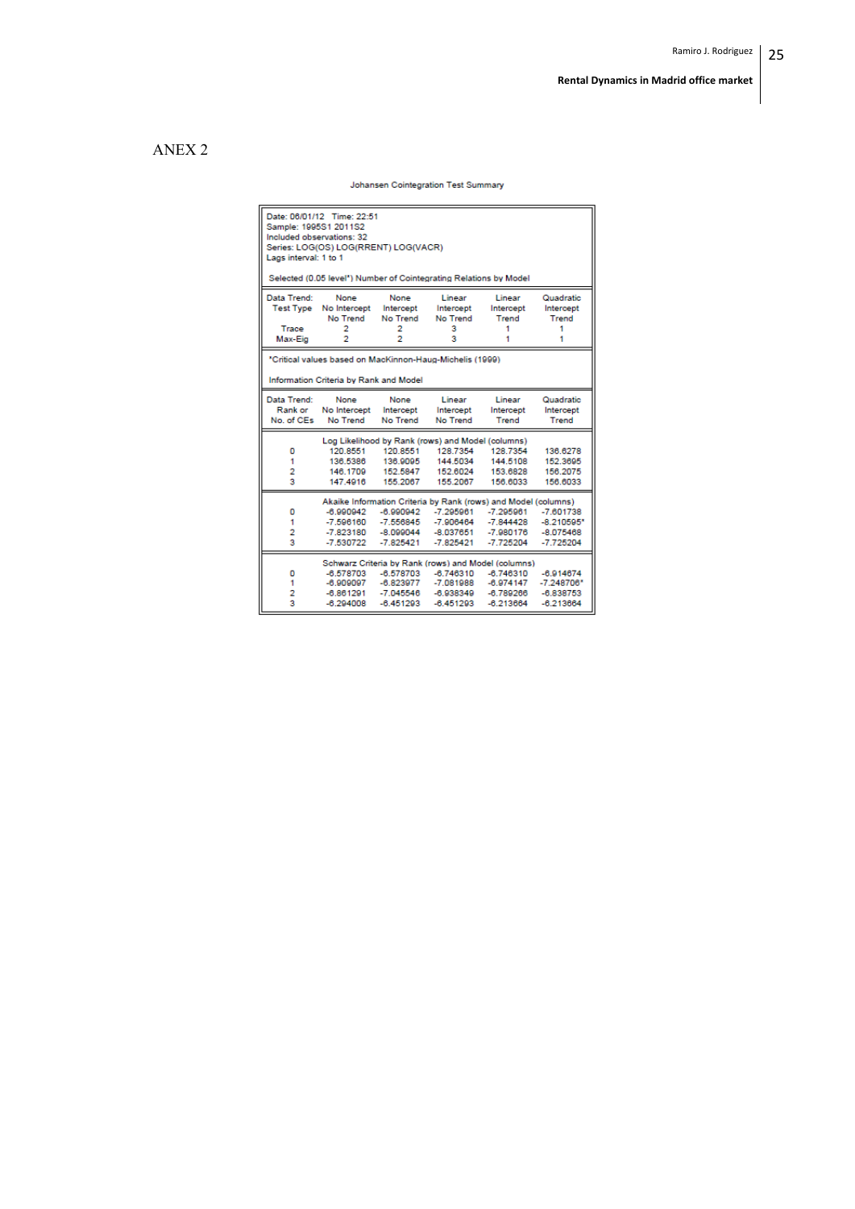ANEX 2

Johansen Cointegration Test Summary

Date: 06/01/12 Time: 22:51
Sample: 1995S1 2011S2
Included observations: 32
Series: LOG(OS) LOG(RRENT) LOG(VACR)
Lags interval: 1 to 1

Selected (0.05 level*) Number of Cointegrating Relations by Model

| Data Trend: | None | None | Linear | Linear | Quadratic |
|---|---|---|---|---|---|
| Test Type | No Intercept No Trend | Intercept No Trend | Intercept No Trend | Intercept Trend | Intercept Trend |
| Trace | 2 | 2 | 3 | 1 | 1 |
| Max-Eig | 2 | 2 | 3 | 1 | 1 |

*Critical values based on MacKinnon-Haug-Michelis (1999)

Information Criteria by Rank and Model

| Data Trend: | None | None | Linear | Linear | Quadratic |
|---|---|---|---|---|---|
| Rank or No. of CEs | No Intercept No Trend | Intercept No Trend | Intercept No Trend | Intercept Trend | Intercept Trend |
| | Log Likelihood by Rank (rows) and Model (columns) | | | | |
| 0 | 120.8551 | 120.8551 | 128.7354 | 128.7354 | 136.6278 |
| 1 | 136.5386 | 136.9095 | 144.5034 | 144.5108 | 152.3695 |
| 2 | 146.1709 | 152.5847 | 152.6024 | 153.6828 | 156.2075 |
| 3 | 147.4916 | 155.2067 | 155.2067 | 156.6033 | 156.6033 |
| | Akaike Information Criteria by Rank (rows) and Model (columns) | | | | |
| 0 | -6.990942 | -6.990942 | -7.295961 | -7.295961 | -7.601738 |
| 1 | -7.596160 | -7.556845 | -7.906464 | -7.844428 | -8.210595* |
| 2 | -7.823180 | -8.099044 | -8.037651 | -7.980176 | -8.075468 |
| 3 | -7.530722 | -7.825421 | -7.825421 | -7.725204 | -7.725204 |
| | Schwarz Criteria by Rank (rows) and Model (columns) | | | | |
| 0 | -6.578703 | -6.578703 | -6.746310 | -6.746310 | -6.914674 |
| 1 | -6.909097 | -6.823977 | -7.081988 | -6.974147 | -7.248706* |
| 2 | -6.861291 | -7.045546 | -6.938349 | -6.789266 | -6.838753 |
| 3 | -6.294008 | -6.451293 | -6.451293 | -6.213664 | -6.213664 |